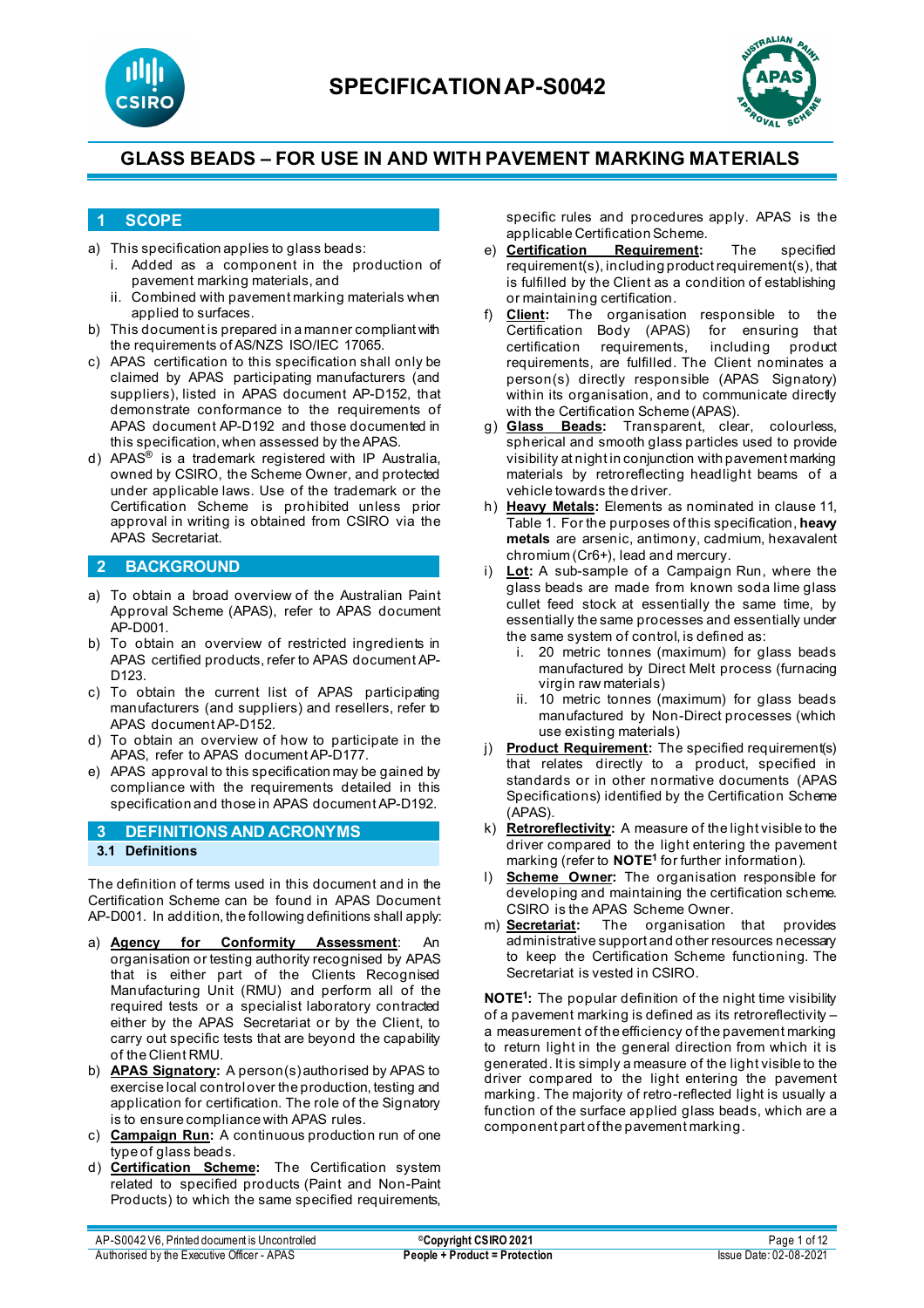# SPECIFICATION AP-S0042

## GLASS BEADS – FOR USE IN AND WITH PAVEMENT MARKING MATERIALS

## 1 SCOPE

a) This specification applies to glass beads:
   i. Added as a component in the production of pavement marking materials, and
   ii. Combined with pavement marking materials when applied to surfaces.

b) This document is prepared in a manner compliant with the requirements of AS/NZS ISO/IEC 17065.

c) APAS certification to this specification shall only be claimed by APAS participating manufacturers (and suppliers), listed in APAS document AP-D152, that demonstrate conformance to the requirements of APAS document AP-D192 and those documented in this specification, when assessed by the APAS.

d) APAS® is a trademark registered with IP Australia, owned by CSIRO, the Scheme Owner, and protected under applicable laws. Use of the trademark or the Certification Scheme is prohibited unless prior approval in writing is obtained from CSIRO via the APAS Secretariat.

## 2 BACKGROUND

a) To obtain a broad overview of the Australian Paint Approval Scheme (APAS), refer to APAS document AP-D001.

b) To obtain an overview of restricted ingredients in APAS certified products, refer to APAS document AP-D123.

c) To obtain the current list of APAS participating manufacturers (and suppliers) and resellers, refer to APAS document AP-D152.

d) To obtain an overview of how to participate in the APAS, refer to APAS document AP-D177.

e) APAS approval to this specification may be gained by compliance with the requirements detailed in this specification and those in APAS document AP-D192.

## 3 DEFINITIONS AND ACRONYMS

### 3.1 Definitions

The definition of terms used in this document and in the Certification Scheme can be found in APAS Document AP-D001. In addition, the following definitions shall apply:

a) **Agency for Conformity Assessment**: An organisation or testing authority recognised by APAS that is either part of the Clients Recognised Manufacturing Unit (RMU) and perform all of the required tests or a specialist laboratory contracted either by the APAS Secretariat or by the Client, to carry out specific tests that are beyond the capability of the Client RMU.

b) **APAS Signatory:** A person(s) authorised by APAS to exercise local control over the production, testing and application for certification. The role of the Signatory is to ensure compliance with APAS rules.

c) **Campaign Run:** A continuous production run of one type of glass beads.

d) **Certification Scheme:** The Certification system related to specified products (Paint and Non-Paint Products) to which the same specified requirements, specific rules and procedures apply. APAS is the applicable Certification Scheme.

e) **Certification Requirement:** The specified requirement(s), including product requirement(s), that is fulfilled by the Client as a condition of establishing or maintaining certification.

f) **Client:** The organisation responsible to the Certification Body (APAS) for ensuring that certification requirements, including product requirements, are fulfilled. The Client nominates a person(s) directly responsible (APAS Signatory) within its organisation, and to communicate directly with the Certification Scheme (APAS).

g) **Glass Beads:** Transparent, clear, colourless, spherical and smooth glass particles used to provide visibility at night in conjunction with pavement marking materials by retroreflecting headlight beams of a vehicle towards the driver.

h) **Heavy Metals:** Elements as nominated in clause 11, Table 1. For the purposes of this specification, **heavy metals** are arsenic, antimony, cadmium, hexavalent chromium (Cr6+), lead and mercury.

i) **Lot:** A sub-sample of a Campaign Run, where the glass beads are made from known soda lime glass cullet feed stock at essentially the same time, by essentially the same processes and essentially under the same system of control, is defined as:
   i. 20 metric tonnes (maximum) for glass beads manufactured by Direct Melt process (furnacing virgin raw materials)
   ii. 10 metric tonnes (maximum) for glass beads manufactured by Non-Direct processes (which use existing materials)

j) **Product Requirement:** The specified requirement(s) that relates directly to a product, specified in standards or in other normative documents (APAS Specifications) identified by the Certification Scheme (APAS).

k) **Retroreflectivity:** A measure of the light visible to the driver compared to the light entering the pavement marking (refer to **NOTE[1]** for further information).

l) **Scheme Owner:** The organisation responsible for developing and maintaining the certification scheme. CSIRO is the APAS Scheme Owner.

m) **Secretariat:** The organisation that provides administrative support and other resources necessary to keep the Certification Scheme functioning. The Secretariat is vested in CSIRO.

**NOTE[1]:** The popular definition of the night time visibility of a pavement marking is defined as its retroreflectivity – a measurement of the efficiency of the pavement marking to return light in the general direction from which it is generated. It is simply a measure of the light visible to the driver compared to the light entering the pavement marking. The majority of retro-reflected light is usually a function of the surface applied glass beads, which are a component part of the pavement marking.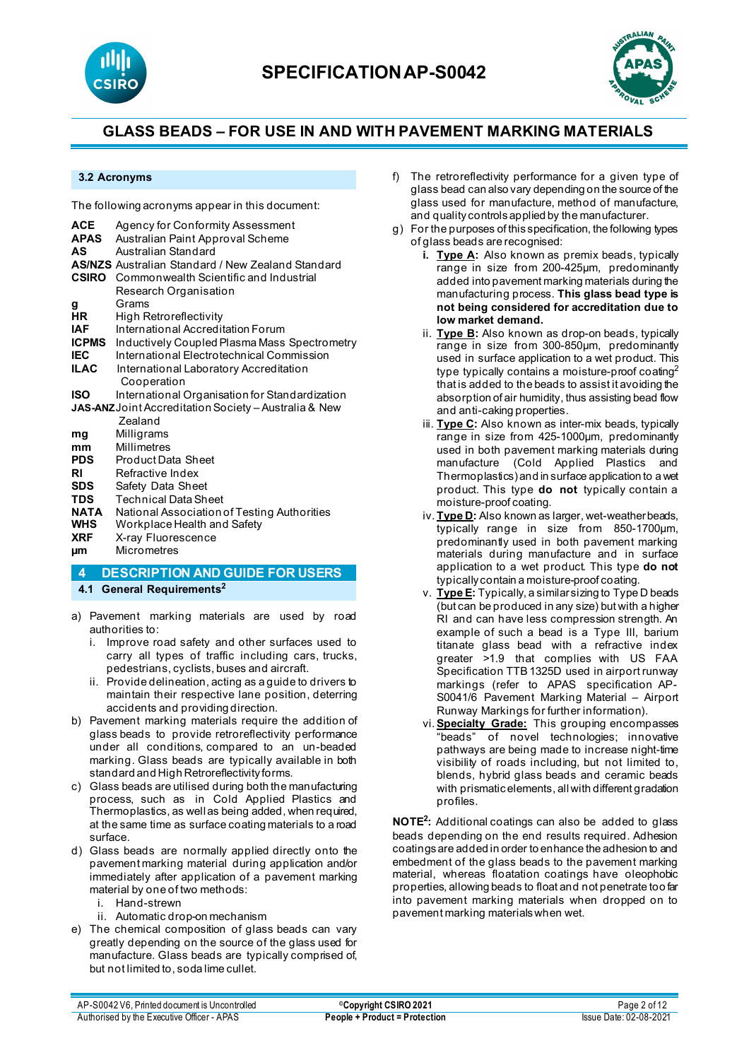### 3.2 Acronyms

The following acronyms appear in this document:

| | |
|---|---|
| **ACE** | Agency for Conformity Assessment |
| **APAS** | Australian Paint Approval Scheme |
| **AS** | Australian Standard |
| **AS/NZS** | Australian Standard / New Zealand Standard |
| **CSIRO** | Commonwealth Scientific and Industrial Research Organisation |
| **g** | Grams |
| **HR** | High Retroreflectivity |
| **IAF** | International Accreditation Forum |
| **ICPMS** | Inductively Coupled Plasma Mass Spectrometry |
| **IEC** | International Electrotechnical Commission |
| **ILAC** | International Laboratory Accreditation Cooperation |
| **ISO** | International Organisation for Standardization |
| **JAS-ANZ** | Joint Accreditation Society – Australia & New Zealand |
| **mg** | Milligrams |
| **mm** | Millimetres |
| **PDS** | Product Data Sheet |
| **RI** | Refractive Index |
| **SDS** | Safety Data Sheet |
| **TDS** | Technical Data Sheet |
| **NATA** | National Association of Testing Authorities |
| **WHS** | Workplace Health and Safety |
| **XRF** | X-ray Fluorescence |
| **µm** | Micrometres |

## 4 DESCRIPTION AND GUIDE FOR USERS

### 4.1 General Requirements[2]

a) Pavement marking materials are used by road authorities to:
   i. Improve road safety and other surfaces used to carry all types of traffic including cars, trucks, pedestrians, cyclists, buses and aircraft.
   ii. Provide delineation, acting as a guide to drivers to maintain their respective lane position, deterring accidents and providing direction.

b) Pavement marking materials require the addition of glass beads to provide retroreflectivity performance under all conditions, compared to an un-beaded marking. Glass beads are typically available in both standard and High Retroreflectivity forms.

c) Glass beads are utilised during both the manufacturing process, such as in Cold Applied Plastics and Thermoplastics, as well as being added, when required, at the same time as surface coating materials to a road surface.

d) Glass beads are normally applied directly onto the pavement marking material during application and/or immediately after application of a pavement marking material by one of two methods:
   i. Hand-strewn
   ii. Automatic drop-on mechanism

e) The chemical composition of glass beads can vary greatly depending on the source of the glass used for manufacture. Glass beads are typically comprised of, but not limited to, soda lime cullet.

f) The retroreflectivity performance for a given type of glass bead can also vary depending on the source of the glass used for manufacture, method of manufacture, and quality controls applied by the manufacturer.

g) For the purposes of this specification, the following types of glass beads are recognised:
   i. **<u>Type A</u>:** Also known as premix beads, typically range in size from 200-425µm, predominantly added into pavement marking materials during the manufacturing process. **This glass bead type is not being considered for accreditation due to low market demand.**
   ii. **<u>Type B</u>:** Also known as drop-on beads, typically range in size from 300-850µm, predominantly used in surface application to a wet product. This type typically contains a moisture-proof coating[2] that is added to the beads to assist it avoiding the absorption of air humidity, thus assisting bead flow and anti-caking properties.
   iii. **<u>Type C</u>:** Also known as inter-mix beads, typically range in size from 425-1000µm, predominantly used in both pavement marking materials during manufacture (Cold Applied Plastics and Thermoplastics) and in surface application to a wet product. This type **do not** typically contain a moisture-proof coating.
   iv. **<u>Type D</u>:** Also known as larger, wet-weather beads, typically range in size from 850-1700µm, predominantly used in both pavement marking materials during manufacture and in surface application to a wet product. This type **do not** typically contain a moisture-proof coating.
   v. **<u>Type E</u>:** Typically, a similar sizing to Type D beads (but can be produced in any size) but with a higher RI and can have less compression strength. An example of such a bead is a Type III, barium titanate glass bead with a refractive index greater >1.9 that complies with US FAA Specification TTB 1325D used in airport runway markings (refer to APAS specification AP-S0041/6 Pavement Marking Material – Airport Runway Markings for further information).
   vi. **<u>Specialty Grade</u>:** This grouping encompasses "beads" of novel technologies; innovative pathways are being made to increase night-time visibility of roads including, but not limited to, blends, hybrid glass beads and ceramic beads with prismatic elements, all with different gradation profiles.

**NOTE[2]:** Additional coatings can also be added to glass beads depending on the end results required. Adhesion coatings are added in order to enhance the adhesion to and embedment of the glass beads to the pavement marking material, whereas floatation coatings have oleophobic properties, allowing beads to float and not penetrate too far into pavement marking materials when dropped on to pavement marking materials when wet.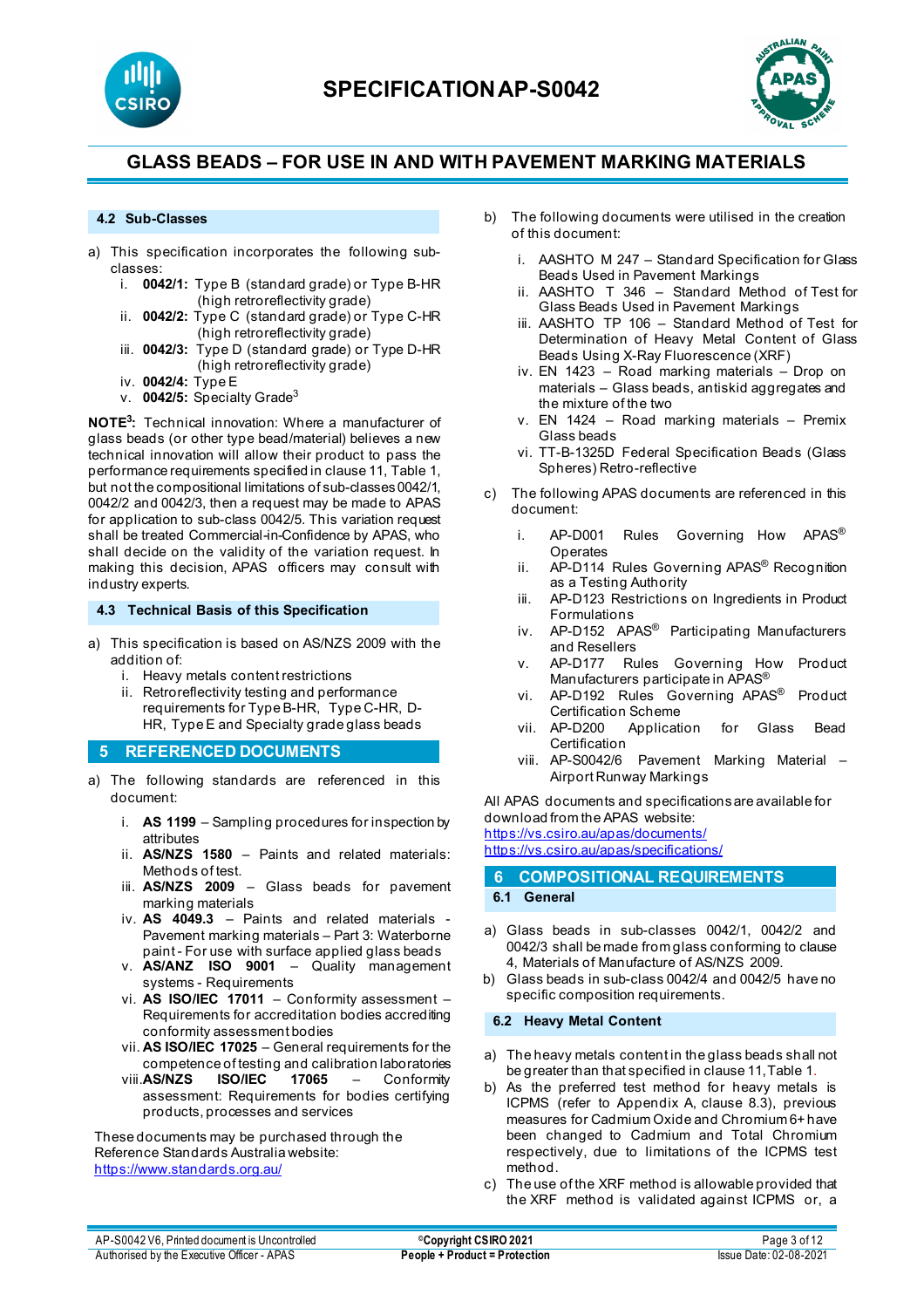### 4.2 Sub-Classes

a) This specification incorporates the following sub-classes:
   i. **0042/1:** Type B (standard grade) or Type B-HR (high retroreflectivity grade)
   ii. **0042/2:** Type C (standard grade) or Type C-HR (high retroreflectivity grade)
   iii. **0042/3:** Type D (standard grade) or Type D-HR (high retroreflectivity grade)
   iv. **0042/4:** Type E
   v. **0042/5:** Specialty Grade[3]

**NOTE[3]:** Technical innovation: Where a manufacturer of glass beads (or other type bead/material) believes a new technical innovation will allow their product to pass the performance requirements specified in clause 11, Table 1, but not the compositional limitations of sub-classes 0042/1, 0042/2 and 0042/3, then a request may be made to APAS for application to sub-class 0042/5. This variation request shall be treated Commercial-in-Confidence by APAS, who shall decide on the validity of the variation request. In making this decision, APAS officers may consult with industry experts.

### 4.3 Technical Basis of this Specification

a) This specification is based on AS/NZS 2009 with the addition of:
   i. Heavy metals content restrictions
   ii. Retroreflectivity testing and performance requirements for Type B-HR, Type C-HR, D-HR, Type E and Specialty grade glass beads

## 5 REFERENCED DOCUMENTS

a) The following standards are referenced in this document:
   i. **AS 1199** – Sampling procedures for inspection by attributes
   ii. **AS/NZS 1580** – Paints and related materials: Methods of test.
   iii. **AS/NZS 2009** – Glass beads for pavement marking materials
   iv. **AS 4049.3** – Paints and related materials - Pavement marking materials – Part 3: Waterborne paint - For use with surface applied glass beads
   v. **AS/ANZ ISO 9001** – Quality management systems - Requirements
   vi. **AS ISO/IEC 17011** – Conformity assessment – Requirements for accreditation bodies accrediting conformity assessment bodies
   vii. **AS ISO/IEC 17025** – General requirements for the competence of testing and calibration laboratories
   viii. **AS/NZS ISO/IEC 17065** – Conformity assessment: Requirements for bodies certifying products, processes and services

These documents may be purchased through the Reference Standards Australia website: https://www.standards.org.au/

b) The following documents were utilised in the creation of this document:
   i. AASHTO M 247 – Standard Specification for Glass Beads Used in Pavement Markings
   ii. AASHTO T 346 – Standard Method of Test for Glass Beads Used in Pavement Markings
   iii. AASHTO TP 106 – Standard Method of Test for Determination of Heavy Metal Content of Glass Beads Using X-Ray Fluorescence (XRF)
   iv. EN 1423 – Road marking materials – Drop on materials – Glass beads, antiskid aggregates and the mixture of the two
   v. EN 1424 – Road marking materials – Premix Glass beads
   vi. TT-B-1325D Federal Specification Beads (Glass Spheres) Retro-reflective

c) The following APAS documents are referenced in this document:
   i. AP-D001 Rules Governing How APAS® Operates
   ii. AP-D114 Rules Governing APAS® Recognition as a Testing Authority
   iii. AP-D123 Restrictions on Ingredients in Product Formulations
   iv. AP-D152 APAS® Participating Manufacturers and Resellers
   v. AP-D177 Rules Governing How Product Manufacturers participate in APAS®
   vi. AP-D192 Rules Governing APAS® Product Certification Scheme
   vii. AP-D200 Application for Glass Bead Certification
   viii. AP-S0042/6 Pavement Marking Material – Airport Runway Markings

All APAS documents and specifications are available for download from the APAS website:
https://vs.csiro.au/apas/documents/
https://vs.csiro.au/apas/specifications/

## 6 COMPOSITIONAL REQUIREMENTS

### 6.1 General

a) Glass beads in sub-classes 0042/1, 0042/2 and 0042/3 shall be made from glass conforming to clause 4, Materials of Manufacture of AS/NZS 2009.

b) Glass beads in sub-class 0042/4 and 0042/5 have no specific composition requirements.

### 6.2 Heavy Metal Content

a) The heavy metals content in the glass beads shall not be greater than that specified in clause 11, Table 1.

b) As the preferred test method for heavy metals is ICPMS (refer to Appendix A, clause 8.3), previous measures for Cadmium Oxide and Chromium 6+ have been changed to Cadmium and Total Chromium respectively, due to limitations of the ICPMS test method.

c) The use of the XRF method is allowable provided that the XRF method is validated against ICPMS or, a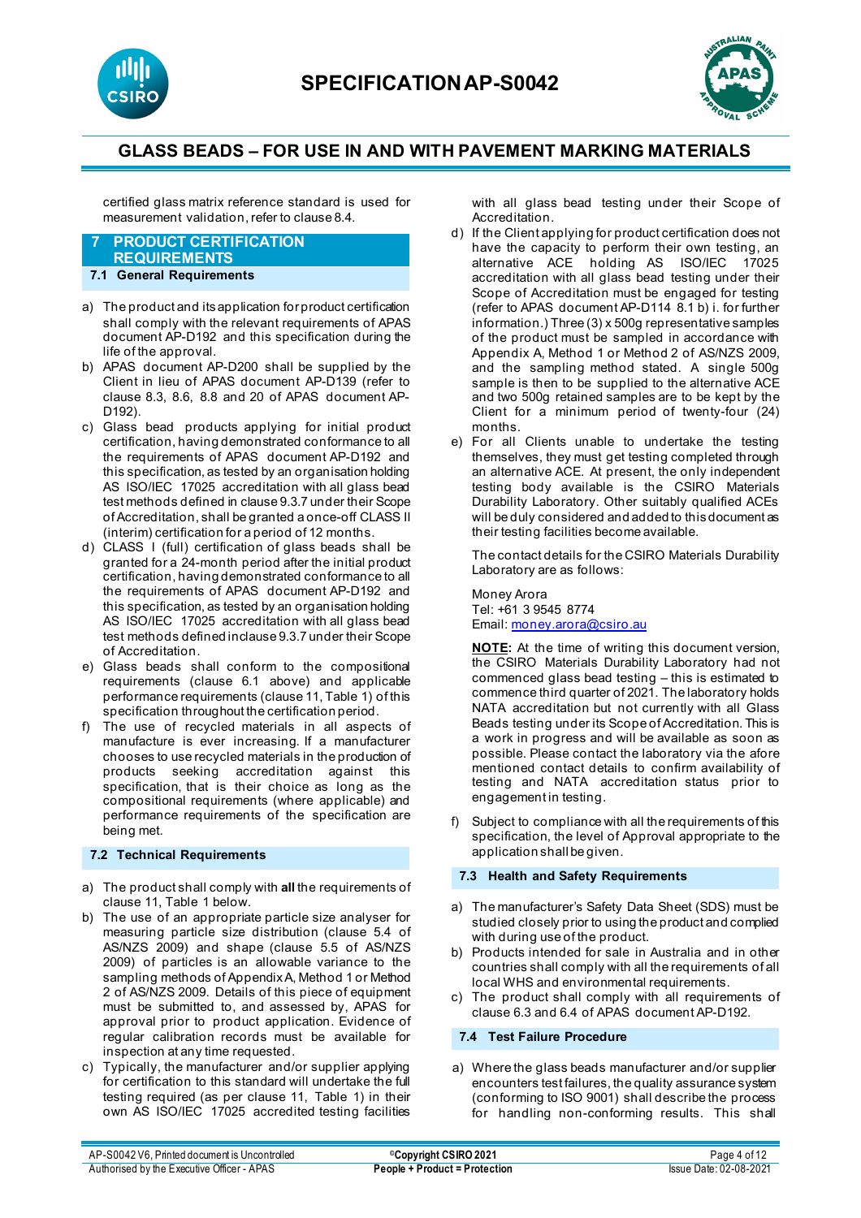certified glass matrix reference standard is used for measurement validation, refer to clause 8.4.

## 7 PRODUCT CERTIFICATION REQUIREMENTS

### 7.1 General Requirements

a) The product and its application for product certification shall comply with the relevant requirements of APAS document AP-D192 and this specification during the life of the approval.
b) APAS document AP-D200 shall be supplied by the Client in lieu of APAS document AP-D139 (refer to clause 8.3, 8.6, 8.8 and 20 of APAS document AP-D192).
c) Glass bead products applying for initial product certification, having demonstrated conformance to all the requirements of APAS document AP-D192 and this specification, as tested by an organisation holding AS ISO/IEC 17025 accreditation with all glass bead test methods defined in clause 9.3.7 under their Scope of Accreditation, shall be granted a once-off CLASS II (interim) certification for a period of 12 months.
d) CLASS I (full) certification of glass beads shall be granted for a 24-month period after the initial product certification, having demonstrated conformance to all the requirements of APAS document AP-D192 and this specification, as tested by an organisation holding AS ISO/IEC 17025 accreditation with all glass bead test methods defined in clause 9.3.7 under their Scope of Accreditation.
e) Glass beads shall conform to the compositional requirements (clause 6.1 above) and applicable performance requirements (clause 11, Table 1) of this specification throughout the certification period.
f) The use of recycled materials in all aspects of manufacture is ever increasing. If a manufacturer chooses to use recycled materials in the production of products seeking accreditation against this specification, that is their choice as long as the compositional requirements (where applicable) and performance requirements of the specification are being met.

### 7.2 Technical Requirements

a) The product shall comply with **all** the requirements of clause 11, Table 1 below.
b) The use of an appropriate particle size analyser for measuring particle size distribution (clause 5.4 of AS/NZS 2009) and shape (clause 5.5 of AS/NZS 2009) of particles is an allowable variance to the sampling methods of Appendix A, Method 1 or Method 2 of AS/NZS 2009. Details of this piece of equipment must be submitted to, and assessed by, APAS for approval prior to product application. Evidence of regular calibration records must be available for inspection at any time requested.
c) Typically, the manufacturer and/or supplier applying for certification to this standard will undertake the full testing required (as per clause 11, Table 1) in their own AS ISO/IEC 17025 accredited testing facilities with all glass bead testing under their Scope of Accreditation.
d) If the Client applying for product certification does not have the capacity to perform their own testing, an alternative ACE holding AS ISO/IEC 17025 accreditation with all glass bead testing under their Scope of Accreditation must be engaged for testing (refer to APAS document AP-D114 8.1 b) i. for further information.) Three (3) x 500g representative samples of the product must be sampled in accordance with Appendix A, Method 1 or Method 2 of AS/NZS 2009, and the sampling method stated. A single 500g sample is then to be supplied to the alternative ACE and two 500g retained samples are to be kept by the Client for a minimum period of twenty-four (24) months.
e) For all Clients unable to undertake the testing themselves, they must get testing completed through an alternative ACE. At present, the only independent testing body available is the CSIRO Materials Durability Laboratory. Other suitably qualified ACEs will be duly considered and added to this document as their testing facilities become available.

   The contact details for the CSIRO Materials Durability Laboratory are as follows:

   Money Arora
   Tel: +61 3 9545 8774
   Email: money.arora@csiro.au

   **NOTE:** At the time of writing this document version, the CSIRO Materials Durability Laboratory had not commenced glass bead testing – this is estimated to commence third quarter of 2021. The laboratory holds NATA accreditation but not currently with all Glass Beads testing under its Scope of Accreditation. This is a work in progress and will be available as soon as possible. Please contact the laboratory via the afore mentioned contact details to confirm availability of testing and NATA accreditation status prior to engagement in testing.

f) Subject to compliance with all the requirements of this specification, the level of Approval appropriate to the application shall be given.

### 7.3 Health and Safety Requirements

a) The manufacturer's Safety Data Sheet (SDS) must be studied closely prior to using the product and complied with during use of the product.
b) Products intended for sale in Australia and in other countries shall comply with all the requirements of all local WHS and environmental requirements.
c) The product shall comply with all requirements of clause 6.3 and 6.4 of APAS document AP-D192.

### 7.4 Test Failure Procedure

a) Where the glass beads manufacturer and/or supplier encounters test failures, the quality assurance system (conforming to ISO 9001) shall describe the process for handling non-conforming results. This shall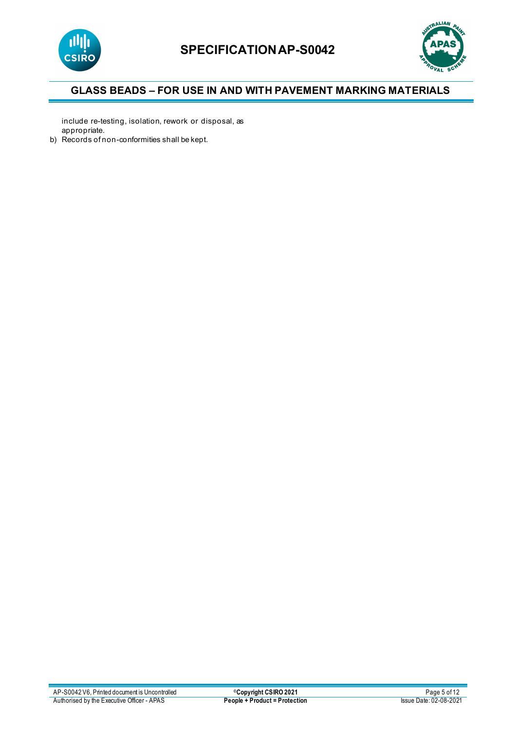include re-testing, isolation, rework or disposal, as appropriate.

b) Records of non-conformities shall be kept.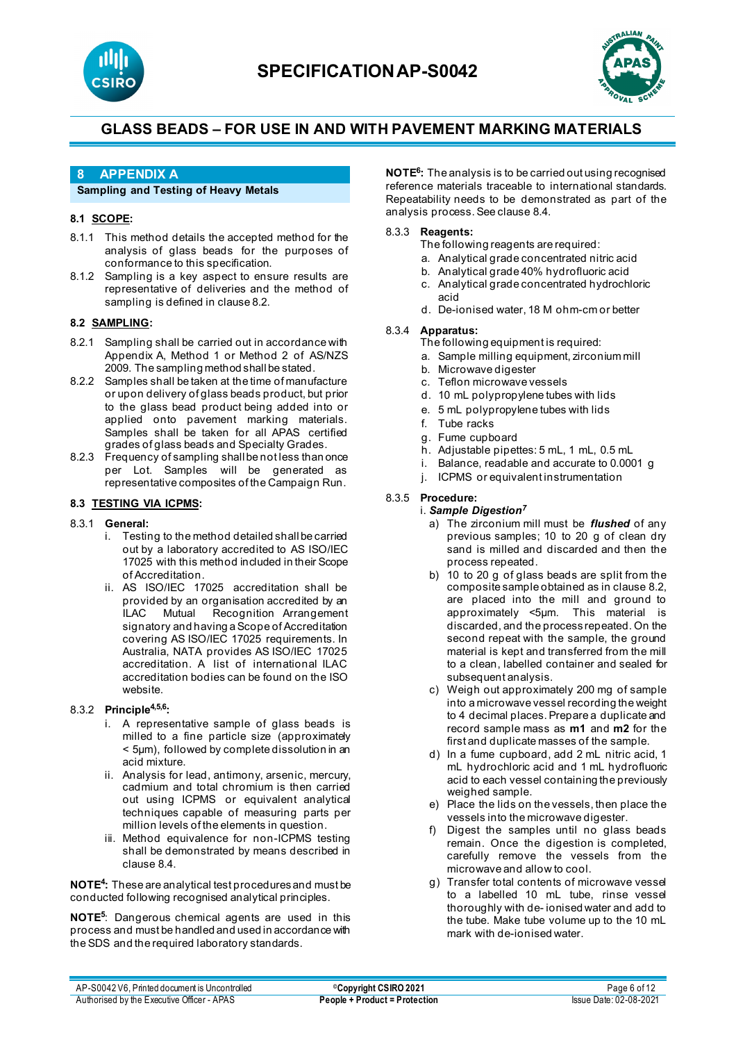# GLASS BEADS – FOR USE IN AND WITH PAVEMENT MARKING MATERIALS

## 8 APPENDIX A

**Sampling and Testing of Heavy Metals**

### 8.1 SCOPE:

8.1.1 This method details the accepted method for the analysis of glass beads for the purposes of conformance to this specification.

8.1.2 Sampling is a key aspect to ensure results are representative of deliveries and the method of sampling is defined in clause 8.2.

### 8.2 SAMPLING:

8.2.1 Sampling shall be carried out in accordance with Appendix A, Method 1 or Method 2 of AS/NZS 2009. The sampling method shall be stated.

8.2.2 Samples shall be taken at the time of manufacture or upon delivery of glass beads product, but prior to the glass bead product being added into or applied onto pavement marking materials. Samples shall be taken for all APAS certified grades of glass beads and Specialty Grades.

8.2.3 Frequency of sampling shall be not less than once per Lot. Samples will be generated as representative composites of the Campaign Run.

### 8.3 TESTING VIA ICPMS:

8.3.1 **General:**

i. Testing to the method detailed shall be carried out by a laboratory accredited to AS ISO/IEC 17025 with this method included in their Scope of Accreditation.

ii. AS ISO/IEC 17025 accreditation shall be provided by an organisation accredited by an ILAC Mutual Recognition Arrangement signatory and having a Scope of Accreditation covering AS ISO/IEC 17025 requirements. In Australia, NATA provides AS ISO/IEC 17025 accreditation. A list of international ILAC accreditation bodies can be found on the ISO website.

8.3.2 **Principle[4,5,6]:**

i. A representative sample of glass beads is milled to a fine particle size (approximately < 5µm), followed by complete dissolution in an acid mixture.

ii. Analysis for lead, antimony, arsenic, mercury, cadmium and total chromium is then carried out using ICPMS or equivalent analytical techniques capable of measuring parts per million levels of the elements in question.

iii. Method equivalence for non-ICPMS testing shall be demonstrated by means described in clause 8.4.

**NOTE[4]:** These are analytical test procedures and must be conducted following recognised analytical principles.

**NOTE[5]**: Dangerous chemical agents are used in this process and must be handled and used in accordance with the SDS and the required laboratory standards.

**NOTE[6]:** The analysis is to be carried out using recognised reference materials traceable to international standards. Repeatability needs to be demonstrated as part of the analysis process. See clause 8.4.

8.3.3 **Reagents:**

The following reagents are required:

a. Analytical grade concentrated nitric acid
b. Analytical grade 40% hydrofluoric acid
c. Analytical grade concentrated hydrochloric acid
d. De-ionised water, 18 M ohm-cm or better

8.3.4 **Apparatus:**

The following equipment is required:

a. Sample milling equipment, zirconium mill
b. Microwave digester
c. Teflon microwave vessels
d. 10 mL polypropylene tubes with lids
e. 5 mL polypropylene tubes with lids
f. Tube racks
g. Fume cupboard
h. Adjustable pipettes: 5 mL, 1 mL, 0.5 mL
i. Balance, readable and accurate to 0.0001 g
j. ICPMS or equivalent instrumentation

8.3.5 **Procedure:**

i. ***Sample Digestion[7]***

a) The zirconium mill must be ***flushed*** of any previous samples; 10 to 20 g of clean dry sand is milled and discarded and then the process repeated.

b) 10 to 20 g of glass beads are split from the composite sample obtained as in clause 8.2, are placed into the mill and ground to approximately <5µm. This material is discarded, and the process repeated. On the second repeat with the sample, the ground material is kept and transferred from the mill to a clean, labelled container and sealed for subsequent analysis.

c) Weigh out approximately 200 mg of sample into a microwave vessel recording the weight to 4 decimal places. Prepare a duplicate and record sample mass as **m1** and **m2** for the first and duplicate masses of the sample.

d) In a fume cupboard, add 2 mL nitric acid, 1 mL hydrochloric acid and 1 mL hydrofluoric acid to each vessel containing the previously weighed sample.

e) Place the lids on the vessels, then place the vessels into the microwave digester.

f) Digest the samples until no glass beads remain. Once the digestion is completed, carefully remove the vessels from the microwave and allow to cool.

g) Transfer total contents of microwave vessel to a labelled 10 mL tube, rinse vessel thoroughly with de-ionised water and add to the tube. Make tube volume up to the 10 mL mark with de-ionised water.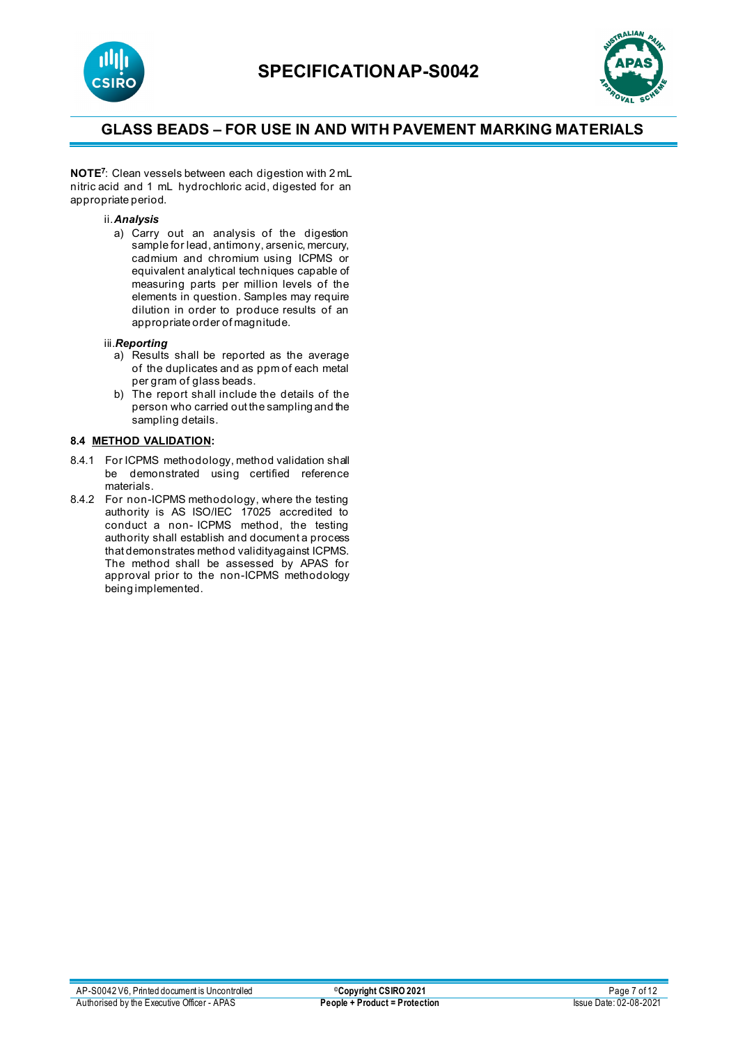**NOTE[7]**: Clean vessels between each digestion with 2 mL nitric acid and 1 mL hydrochloric acid, digested for an appropriate period.

ii. ***Analysis***

a) Carry out an analysis of the digestion sample for lead, antimony, arsenic, mercury, cadmium and chromium using ICPMS or equivalent analytical techniques capable of measuring parts per million levels of the elements in question. Samples may require dilution in order to produce results of an appropriate order of magnitude.

iii. ***Reporting***

a) Results shall be reported as the average of the duplicates and as ppm of each metal per gram of glass beads.
b) The report shall include the details of the person who carried out the sampling and the sampling details.

**8.4 METHOD VALIDATION:**

8.4.1 For ICPMS methodology, method validation shall be demonstrated using certified reference materials.

8.4.2 For non-ICPMS methodology, where the testing authority is AS ISO/IEC 17025 accredited to conduct a non- ICPMS method, the testing authority shall establish and document a process that demonstrates method validity against ICPMS. The method shall be assessed by APAS for approval prior to the non-ICPMS methodology being implemented.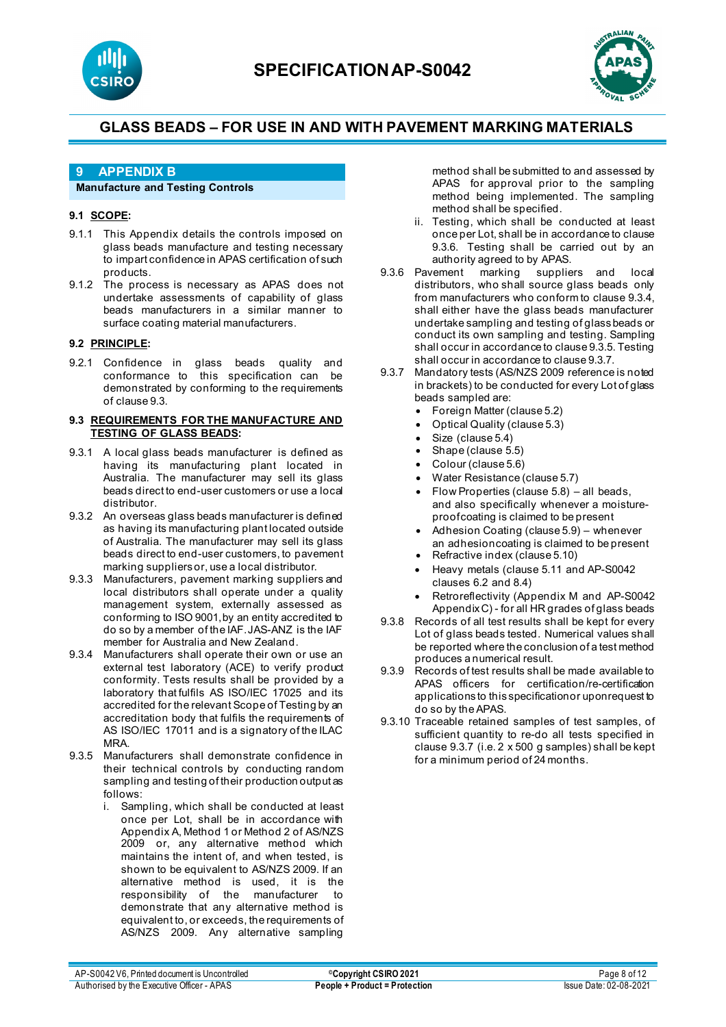# 9 APPENDIX B

**Manufacture and Testing Controls**

## 9.1 SCOPE:

9.1.1 This Appendix details the controls imposed on glass beads manufacture and testing necessary to impart confidence in APAS certification of such products.

9.1.2 The process is necessary as APAS does not undertake assessments of capability of glass beads manufacturers in a similar manner to surface coating material manufacturers.

## 9.2 PRINCIPLE:

9.2.1 Confidence in glass beads quality and conformance to this specification can be demonstrated by conforming to the requirements of clause 9.3.

## 9.3 REQUIREMENTS FOR THE MANUFACTURE AND TESTING OF GLASS BEADS:

9.3.1 A local glass beads manufacturer is defined as having its manufacturing plant located in Australia. The manufacturer may sell its glass beads direct to end-user customers or use a local distributor.

9.3.2 An overseas glass beads manufacturer is defined as having its manufacturing plant located outside of Australia. The manufacturer may sell its glass beads direct to end-user customers, to pavement marking suppliers or, use a local distributor.

9.3.3 Manufacturers, pavement marking suppliers and local distributors shall operate under a quality management system, externally assessed as conforming to ISO 9001, by an entity accredited to do so by a member of the IAF. JAS-ANZ is the IAF member for Australia and New Zealand.

9.3.4 Manufacturers shall operate their own or use an external test laboratory (ACE) to verify product conformity. Tests results shall be provided by a laboratory that fulfils AS ISO/IEC 17025 and its accredited for the relevant Scope of Testing by an accreditation body that fulfils the requirements of AS ISO/IEC 17011 and is a signatory of the ILAC MRA.

9.3.5 Manufacturers shall demonstrate confidence in their technical controls by conducting random sampling and testing of their production output as follows:

i. Sampling, which shall be conducted at least once per Lot, shall be in accordance with Appendix A, Method 1 or Method 2 of AS/NZS 2009 or, any alternative method which maintains the intent of, and when tested, is shown to be equivalent to AS/NZS 2009. If an alternative method is used, it is the responsibility of the manufacturer to demonstrate that any alternative method is equivalent to, or exceeds, the requirements of AS/NZS 2009. Any alternative sampling method shall be submitted to and assessed by APAS for approval prior to the sampling method being implemented. The sampling method shall be specified.

ii. Testing, which shall be conducted at least once per Lot, shall be in accordance to clause 9.3.6. Testing shall be carried out by an authority agreed to by APAS.

9.3.6 Pavement marking suppliers and local distributors, who shall source glass beads only from manufacturers who conform to clause 9.3.4, shall either have the glass beads manufacturer undertake sampling and testing of glass beads or conduct its own sampling and testing. Sampling shall occur in accordance to clause 9.3.5. Testing shall occur in accordance to clause 9.3.7.

9.3.7 Mandatory tests (AS/NZS 2009 reference is noted in brackets) to be conducted for every Lot of glass beads sampled are:

- Foreign Matter (clause 5.2)
- Optical Quality (clause 5.3)
- Size (clause 5.4)
- Shape (clause 5.5)
- Colour (clause 5.6)
- Water Resistance (clause 5.7)
- Flow Properties (clause 5.8) – all beads, and also specifically whenever a moisture-proofcoating is claimed to be present
- Adhesion Coating (clause 5.9) – whenever an adhesioncoating is claimed to be present
- Refractive index (clause 5.10)
- Heavy metals (clause 5.11 and AP-S0042 clauses 6.2 and 8.4)
- Retroreflectivity (Appendix M and AP-S0042 Appendix C) - for all HR grades of glass beads

9.3.8 Records of all test results shall be kept for every Lot of glass beads tested. Numerical values shall be reported where the conclusion of a test method produces a numerical result.

9.3.9 Records of test results shall be made available to APAS officers for certification/re-certification applications to this specification or upon request to do so by the APAS.

9.3.10 Traceable retained samples of test samples, of sufficient quantity to re-do all tests specified in clause 9.3.7 (i.e. 2 x 500 g samples) shall be kept for a minimum period of 24 months.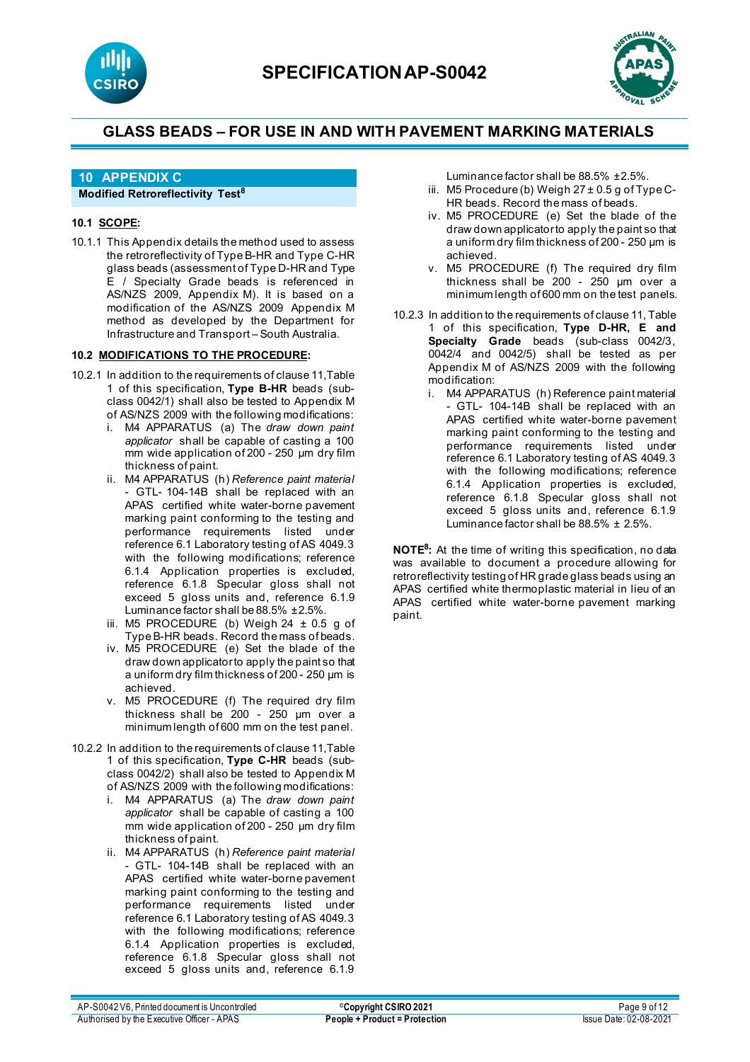## 10 APPENDIX C

**Modified Retroreflectivity Test**[8]

### 10.1 SCOPE:

10.1.1 This Appendix details the method used to assess the retroreflectivity of Type B-HR and Type C-HR glass beads (assessment of Type D-HR and Type E / Specialty Grade beads is referenced in AS/NZS 2009, Appendix M). It is based on a modification of the AS/NZS 2009 Appendix M method as developed by the Department for Infrastructure and Transport – South Australia.

### 10.2 MODIFICATIONS TO THE PROCEDURE:

10.2.1 In addition to the requirements of clause 11, Table 1 of this specification, **Type B-HR** beads (sub-class 0042/1) shall also be tested to Appendix M of AS/NZS 2009 with the following modifications:

i. M4 APPARATUS (a) The *draw down paint applicator* shall be capable of casting a 100 mm wide application of 200 - 250 µm dry film thickness of paint.

ii. M4 APPARATUS (h) *Reference paint material* - GTL- 104-14B shall be replaced with an APAS certified white water-borne pavement marking paint conforming to the testing and performance requirements listed under reference 6.1 Laboratory testing of AS 4049.3 with the following modifications; reference 6.1.4 Application properties is excluded, reference 6.1.8 Specular gloss shall not exceed 5 gloss units and, reference 6.1.9 Luminance factor shall be 88.5% ±2.5%.

iii. M5 PROCEDURE (b) Weigh 24 ± 0.5 g of Type B-HR beads. Record the mass of beads.

iv. M5 PROCEDURE (e) Set the blade of the draw down applicator to apply the paint so that a uniform dry film thickness of 200 - 250 µm is achieved.

v. M5 PROCEDURE (f) The required dry film thickness shall be 200 - 250 µm over a minimum length of 600 mm on the test panel.

10.2.2 In addition to the requirements of clause 11, Table 1 of this specification, **Type C-HR** beads (sub-class 0042/2) shall also be tested to Appendix M of AS/NZS 2009 with the following modifications:

i. M4 APPARATUS (a) The *draw down paint applicator* shall be capable of casting a 100 mm wide application of 200 - 250 µm dry film thickness of paint.

ii. M4 APPARATUS (h) *Reference paint material* - GTL- 104-14B shall be replaced with an APAS certified white water-borne pavement marking paint conforming to the testing and performance requirements listed under reference 6.1 Laboratory testing of AS 4049.3 with the following modifications; reference 6.1.4 Application properties is excluded, reference 6.1.8 Specular gloss shall not exceed 5 gloss units and, reference 6.1.9 Luminance factor shall be 88.5% ±2.5%.

iii. M5 Procedure (b) Weigh 27 ± 0.5 g of Type C-HR beads. Record the mass of beads.

iv. M5 PROCEDURE (e) Set the blade of the draw down applicator to apply the paint so that a uniform dry film thickness of 200 - 250 µm is achieved.

v. M5 PROCEDURE (f) The required dry film thickness shall be 200 - 250 µm over a minimum length of 600 mm on the test panels.

10.2.3 In addition to the requirements of clause 11, Table 1 of this specification, **Type D-HR, E and Specialty Grade** beads (sub-class 0042/3, 0042/4 and 0042/5) shall be tested as per Appendix M of AS/NZS 2009 with the following modification:

i. M4 APPARATUS (h) Reference paint material - GTL- 104-14B shall be replaced with an APAS certified white water-borne pavement marking paint conforming to the testing and performance requirements listed under reference 6.1 Laboratory testing of AS 4049.3 with the following modifications; reference 6.1.4 Application properties is excluded, reference 6.1.8 Specular gloss shall not exceed 5 gloss units and, reference 6.1.9 Luminance factor shall be 88.5% ± 2.5%.

**NOTE**[8]**:** At the time of writing this specification, no data was available to document a procedure allowing for retroreflectivity testing of HR grade glass beads using an APAS certified white thermoplastic material in lieu of an APAS certified white water-borne pavement marking paint.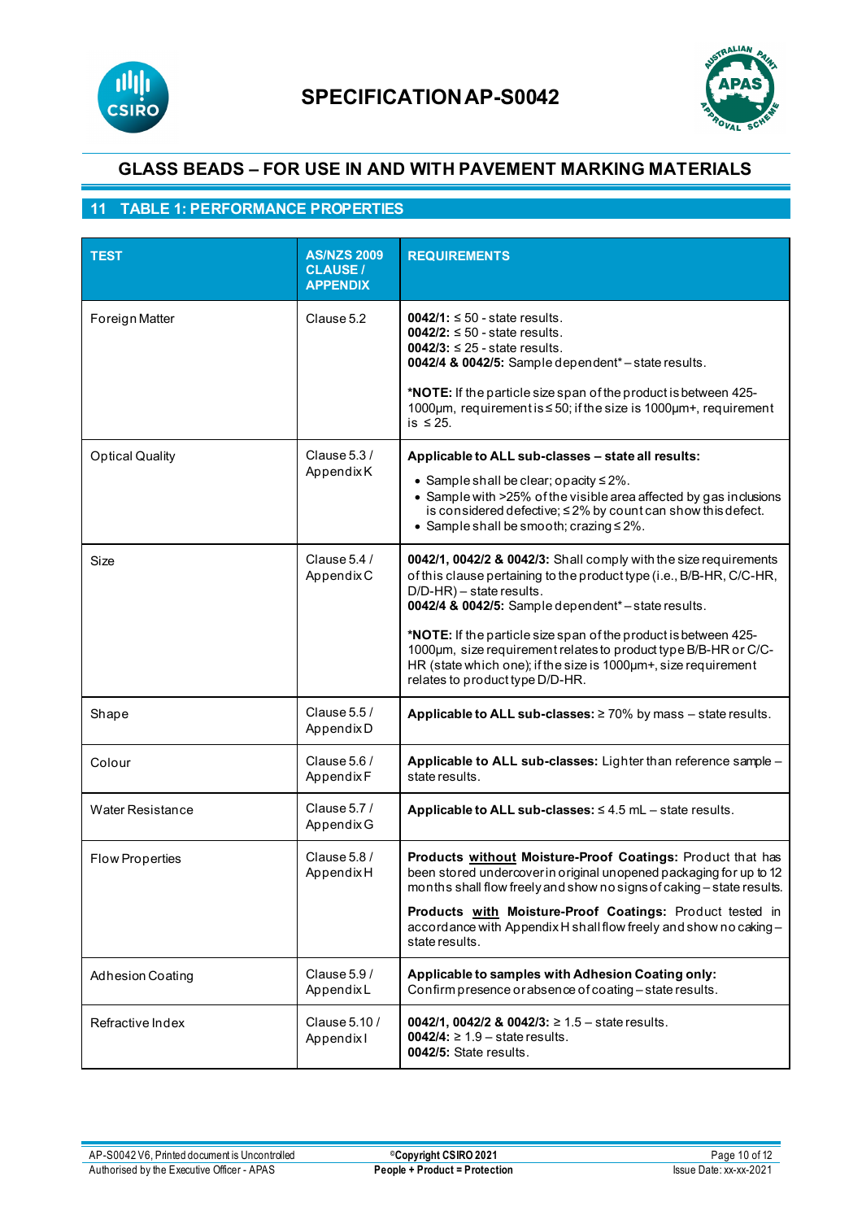## GLASS BEADS – FOR USE IN AND WITH PAVEMENT MARKING MATERIALS

## 11 TABLE 1: PERFORMANCE PROPERTIES

| TEST | AS/NZS 2009 CLAUSE / APPENDIX | REQUIREMENTS |
|---|---|---|
| Foreign Matter | Clause 5.2 | **0042/1:** ≤ 50 - state results.<br>**0042/2:** ≤ 50 - state results.<br>**0042/3:** ≤ 25 - state results.<br>**0042/4 & 0042/5:** Sample dependent* – state results.<br><br>***NOTE:** If the particle size span of the product is between 425-1000µm, requirement is ≤ 50; if the size is 1000µm+, requirement is ≤ 25. |
| Optical Quality | Clause 5.3 / Appendix K | **Applicable to ALL sub-classes – state all results:**<br>• Sample shall be clear; opacity ≤ 2%.<br>• Sample with >25% of the visible area affected by gas inclusions is considered defective; ≤ 2% by count can show this defect.<br>• Sample shall be smooth; crazing ≤ 2%. |
| Size | Clause 5.4 / Appendix C | **0042/1, 0042/2 & 0042/3:** Shall comply with the size requirements of this clause pertaining to the product type (i.e., B/B-HR, C/C-HR, D/D-HR) – state results.<br>**0042/4 & 0042/5:** Sample dependent* – state results.<br><br>***NOTE:** If the particle size span of the product is between 425-1000µm, size requirement relates to product type B/B-HR or C/C-HR (state which one); if the size is 1000µm+, size requirement relates to product type D/D-HR. |
| Shape | Clause 5.5 / Appendix D | **Applicable to ALL sub-classes:** ≥ 70% by mass – state results. |
| Colour | Clause 5.6 / Appendix F | **Applicable to ALL sub-classes:** Lighter than reference sample – state results. |
| Water Resistance | Clause 5.7 / Appendix G | **Applicable to ALL sub-classes:** ≤ 4.5 mL – state results. |
| Flow Properties | Clause 5.8 / Appendix H | **Products without Moisture-Proof Coatings:** Product that has been stored undercover in original unopened packaging for up to 12 months shall flow freely and show no signs of caking – state results.<br><br>**Products with Moisture-Proof Coatings:** Product tested in accordance with Appendix H shall flow freely and show no caking – state results. |
| Adhesion Coating | Clause 5.9 / Appendix L | **Applicable to samples with Adhesion Coating only:** Confirm presence or absence of coating – state results. |
| Refractive Index | Clause 5.10 / Appendix I | **0042/1, 0042/2 & 0042/3:** ≥ 1.5 – state results.<br>**0042/4:** ≥ 1.9 – state results.<br>**0042/5:** State results. |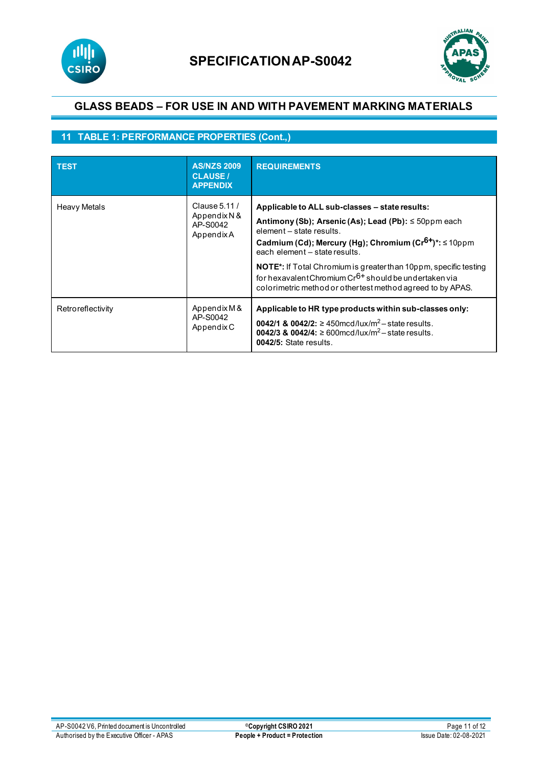## 11 TABLE 1: PERFORMANCE PROPERTIES (Cont.,)

| TEST | AS/NZS 2009 CLAUSE / APPENDIX | REQUIREMENTS |
|---|---|---|
| Heavy Metals | Clause 5.11 / Appendix N & AP-S0042 Appendix A | **Applicable to ALL sub-classes – state results:**<br>**Antimony (Sb); Arsenic (As); Lead (Pb):** ≤ 50ppm each element – state results.<br>**Cadmium (Cd); Mercury (Hg); Chromium ($Cr^{6+}$)*:** ≤ 10ppm each element – state results.<br>**NOTE*:** If Total Chromium is greater than 10ppm, specific testing for hexavalent Chromium $Cr^{6+}$ should be undertaken via colorimetric method or other test method agreed to by APAS. |
| Retroreflectivity | Appendix M & AP-S0042 Appendix C | **Applicable to HR type products within sub-classes only:**<br>**0042/1 & 0042/2:** ≥ 450mcd/lux/$m^2$ – state results.<br>**0042/3 & 0042/4:** ≥ 600mcd/lux/$m^2$ – state results.<br>**0042/5:** State results. |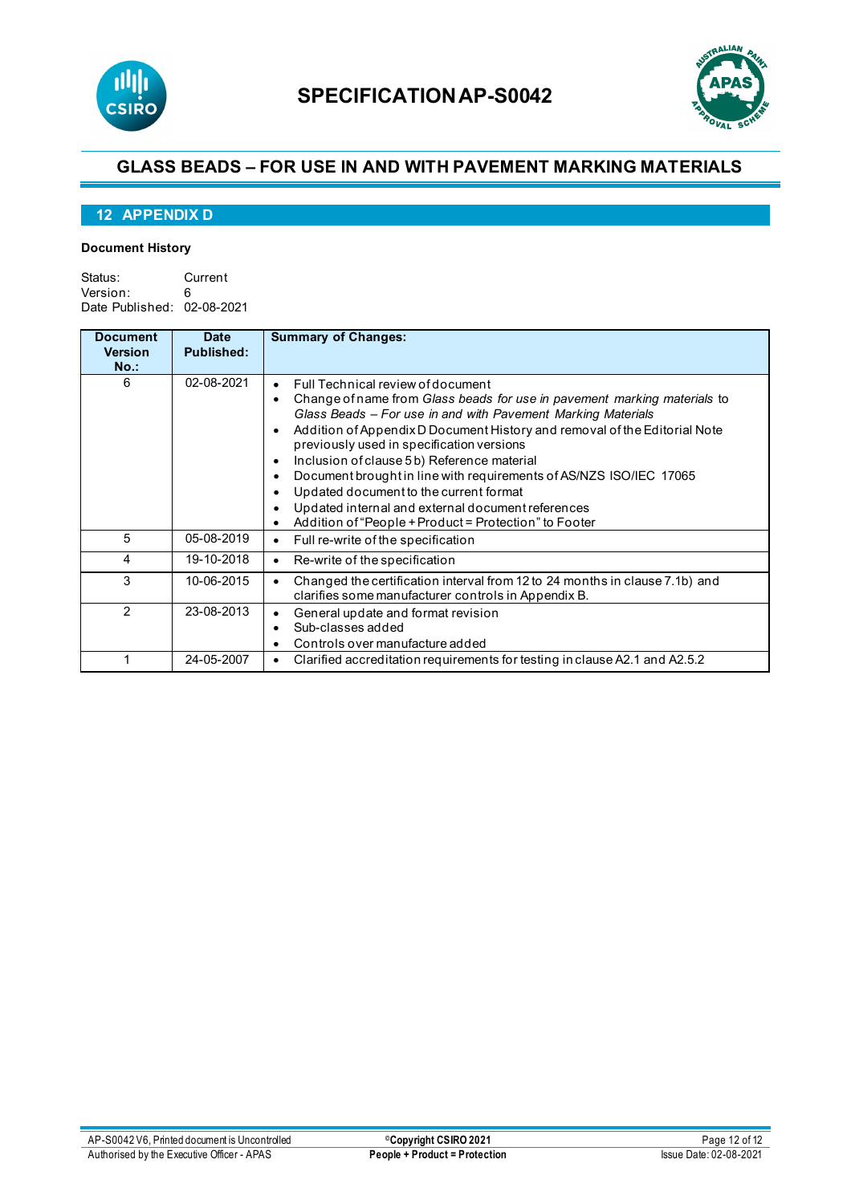## 12 APPENDIX D

**Document History**

Status: Current
Version: 6
Date Published: 02-08-2021

| Document Version No.: | Date Published: | Summary of Changes: |
|---|---|---|
| 6 | 02-08-2021 | • Full Technical review of document<br>• Change of name from *Glass beads for use in pavement marking materials* to *Glass Beads – For use in and with Pavement Marking Materials*<br>• Addition of Appendix D Document History and removal of the Editorial Note previously used in specification versions<br>• Inclusion of clause 5 b) Reference material<br>• Document brought in line with requirements of AS/NZS ISO/IEC 17065<br>• Updated document to the current format<br>• Updated internal and external document references<br>• Addition of "People + Product = Protection" to Footer |
| 5 | 05-08-2019 | • Full re-write of the specification |
| 4 | 19-10-2018 | • Re-write of the specification |
| 3 | 10-06-2015 | • Changed the certification interval from 12 to 24 months in clause 7.1b) and clarifies some manufacturer controls in Appendix B. |
| 2 | 23-08-2013 | • General update and format revision<br>• Sub-classes added<br>• Controls over manufacture added |
| 1 | 24-05-2007 | • Clarified accreditation requirements for testing in clause A2.1 and A2.5.2 |